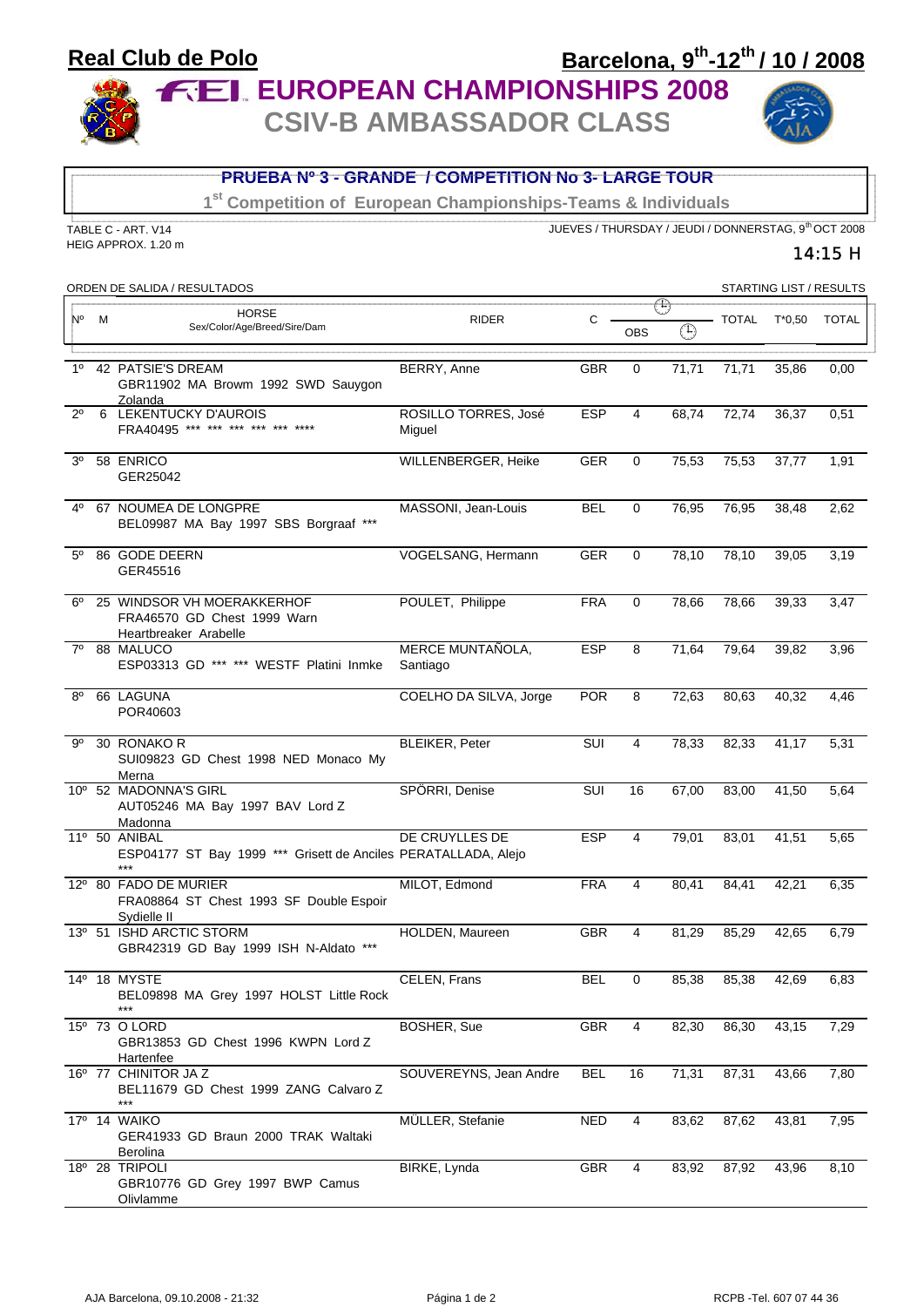# Real Club de Polo

## Barcelona, 9th-12th / 10 / 2008

# FEI EUROPEAN CHAMPIONSHIPS 2008

## CSIV-B AMBASSADOR CLASS

### PRUEBA Nº 3 - GRANDE / COMPETITION No 3- LARGE TOUR

1st Competition of European Championships-Teams & Individuals

TABLE C - ART. V14
HEIG APPROX. 1.20 m

JUEVES / THURSDAY / JEUDI / DONNERSTAG, 9th OCT 2008

14:15 H

ORDEN DE SALIDA / RESULTADOS — STARTING LIST / RESULTS

| Nº | M | HORSE Sex/Color/Age/Breed/Sire/Dam | RIDER | C | OBS | Time | TOTAL | T*0,50 | TOTAL |
|---|---|---|---|---|---|---|---|---|---|
| 1º | 42 | PATSIE'S DREAM GBR11902 MA Browm 1992 SWD Sauygon Zolanda | BERRY, Anne | GBR | 0 | 71,71 | 71,71 | 35,86 | 0,00 |
| 2º | 6 | LEKENTUCKY D'AUROIS FRA40495 *** *** *** *** *** **** | ROSILLO TORRES, José Miguel | ESP | 4 | 68,74 | 72,74 | 36,37 | 0,51 |
| 3º | 58 | ENRICO GER25042 | WILLENBERGER, Heike | GER | 0 | 75,53 | 75,53 | 37,77 | 1,91 |
| 4º | 67 | NOUMEA DE LONGPRE BEL09987 MA Bay 1997 SBS Borgraaf *** | MASSONI, Jean-Louis | BEL | 0 | 76,95 | 76,95 | 38,48 | 2,62 |
| 5º | 86 | GODE DEERN GER45516 | VOGELSANG, Hermann | GER | 0 | 78,10 | 78,10 | 39,05 | 3,19 |
| 6º | 25 | WINDSOR VH MOERAKKERHOF FRA46570 GD Chest 1999 Warn Heartbreaker Arabelle | POULET, Philippe | FRA | 0 | 78,66 | 78,66 | 39,33 | 3,47 |
| 7º | 88 | MALUCO ESP03313 GD *** *** WESTF Platini Inmke | MERCE MUNTAÑOLA, Santiago | ESP | 8 | 71,64 | 79,64 | 39,82 | 3,96 |
| 8º | 66 | LAGUNA POR40603 | COELHO DA SILVA, Jorge | POR | 8 | 72,63 | 80,63 | 40,32 | 4,46 |
| 9º | 30 | RONAKO R SUI09823 GD Chest 1998 NED Monaco My Merna | BLEIKER, Peter | SUI | 4 | 78,33 | 82,33 | 41,17 | 5,31 |
| 10º | 52 | MADONNA'S GIRL AUT05246 MA Bay 1997 BAV Lord Z Madonna | SPÖRRI, Denise | SUI | 16 | 67,00 | 83,00 | 41,50 | 5,64 |
| 11º | 50 | ANIBAL ESP04177 ST Bay 1999 *** Grisett de Anciles *** | DE CRUYLLES DE PERATALLADA, Alejo | ESP | 4 | 79,01 | 83,01 | 41,51 | 5,65 |
| 12º | 80 | FADO DE MURIER FRA08864 ST Chest 1993 SF Double Espoir Sydielle II | MILOT, Edmond | FRA | 4 | 80,41 | 84,41 | 42,21 | 6,35 |
| 13º | 51 | ISHD ARCTIC STORM GBR42319 GD Bay 1999 ISH N-Aldato *** | HOLDEN, Maureen | GBR | 4 | 81,29 | 85,29 | 42,65 | 6,79 |
| 14º | 18 | MYSTE BEL09898 MA Grey 1997 HOLST Little Rock *** | CELEN, Frans | BEL | 0 | 85,38 | 85,38 | 42,69 | 6,83 |
| 15º | 73 | O LORD GBR13853 GD Chest 1996 KWPN Lord Z Hartenfee | BOSHER, Sue | GBR | 4 | 82,30 | 86,30 | 43,15 | 7,29 |
| 16º | 77 | CHINITOR JA Z BEL11679 GD Chest 1999 ZANG Calvaro Z *** | SOUVEREYNS, Jean Andre | BEL | 16 | 71,31 | 87,31 | 43,66 | 7,80 |
| 17º | 14 | WAIKO GER41933 GD Braun 2000 TRAK Waltaki Berolina | MÜLLER, Stefanie | NED | 4 | 83,62 | 87,62 | 43,81 | 7,95 |
| 18º | 28 | TRIPOLI GBR10776 GD Grey 1997 BWP Camus Olivlamme | BIRKE, Lynda | GBR | 4 | 83,92 | 87,92 | 43,96 | 8,10 |

AJA Barcelona, 09.10.2008 - 21:32 — RCPB -Tel. 607 07 44 36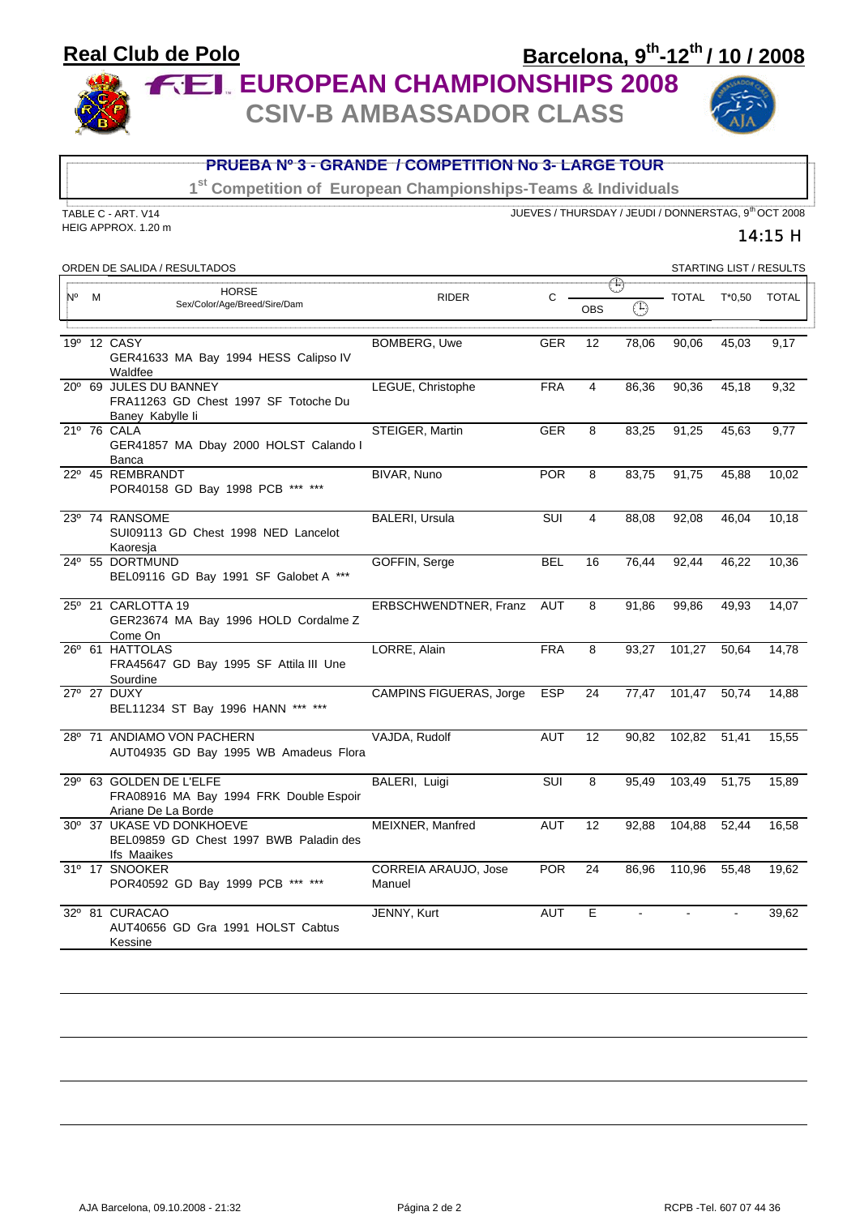# Real Club de Polo

## Barcelona, 9th-12th / 10 / 2008

# FEI EUROPEAN CHAMPIONSHIPS 2008

## CSIV-B AMBASSADOR CLASS

### PRUEBA Nº 3 - GRANDE / COMPETITION No 3- LARGE TOUR

1st Competition of European Championships-Teams & Individuals

TABLE C - ART. V14
HEIG APPROX. 1.20 m

JUEVES / THURSDAY / JEUDI / DONNERSTAG, 9th OCT 2008

14:15 H

ORDEN DE SALIDA / RESULTADOS — STARTING LIST / RESULTS

| Nº | M | HORSE Sex/Color/Age/Breed/Sire/Dam | RIDER | C | OBS | ⏱ | TOTAL | T*0,50 | TOTAL |
|---|---|---|---|---|---|---|---|---|---|
| 19º | 12 | CASY GER41633 MA Bay 1994 HESS Calipso IV Waldfee | BOMBERG, Uwe | GER | 12 | 78,06 | 90,06 | 45,03 | 9,17 |
| 20º | 69 | JULES DU BANNEY FRA11263 GD Chest 1997 SF Totoche Du Baney Kabylle Ii | LEGUE, Christophe | FRA | 4 | 86,36 | 90,36 | 45,18 | 9,32 |
| 21º | 76 | CALA GER41857 MA Dbay 2000 HOLST Calando I Banca | STEIGER, Martin | GER | 8 | 83,25 | 91,25 | 45,63 | 9,77 |
| 22º | 45 | REMBRANDT POR40158 GD Bay 1998 PCB *** *** | BIVAR, Nuno | POR | 8 | 83,75 | 91,75 | 45,88 | 10,02 |
| 23º | 74 | RANSOME SUI09113 GD Chest 1998 NED Lancelot Kaoresja | BALERI, Ursula | SUI | 4 | 88,08 | 92,08 | 46,04 | 10,18 |
| 24º | 55 | DORTMUND BEL09116 GD Bay 1991 SF Galobet A *** | GOFFIN, Serge | BEL | 16 | 76,44 | 92,44 | 46,22 | 10,36 |
| 25º | 21 | CARLOTTA 19 GER23674 MA Bay 1996 HOLD Cordalme Z Come On | ERBSCHWENDTNER, Franz | AUT | 8 | 91,86 | 99,86 | 49,93 | 14,07 |
| 26º | 61 | HATTOLAS FRA45647 GD Bay 1995 SF Attila III Une Sourdine | LORRE, Alain | FRA | 8 | 93,27 | 101,27 | 50,64 | 14,78 |
| 27º | 27 | DUXY BEL11234 ST Bay 1996 HANN *** *** | CAMPINS FIGUERAS, Jorge | ESP | 24 | 77,47 | 101,47 | 50,74 | 14,88 |
| 28º | 71 | ANDIAMO VON PACHERN AUT04935 GD Bay 1995 WB Amadeus Flora | VAJDA, Rudolf | AUT | 12 | 90,82 | 102,82 | 51,41 | 15,55 |
| 29º | 63 | GOLDEN DE L'ELFE FRA08916 MA Bay 1994 FRK Double Espoir Ariane De La Borde | BALERI, Luigi | SUI | 8 | 95,49 | 103,49 | 51,75 | 15,89 |
| 30º | 37 | UKASE VD DONKHOEVE BEL09859 GD Chest 1997 BWB Paladin des Ifs Maaikes | MEIXNER, Manfred | AUT | 12 | 92,88 | 104,88 | 52,44 | 16,58 |
| 31º | 17 | SNOOKER POR40592 GD Bay 1999 PCB *** *** | CORREIA ARAUJO, Jose Manuel | POR | 24 | 86,96 | 110,96 | 55,48 | 19,62 |
| 32º | 81 | CURACAO AUT40656 GD Gra 1991 HOLST Cabtus Kessine | JENNY, Kurt | AUT | E | - | - | - | 39,62 |

AJA Barcelona, 09.10.2008 - 21:32

RCPB -Tel. 607 07 44 36